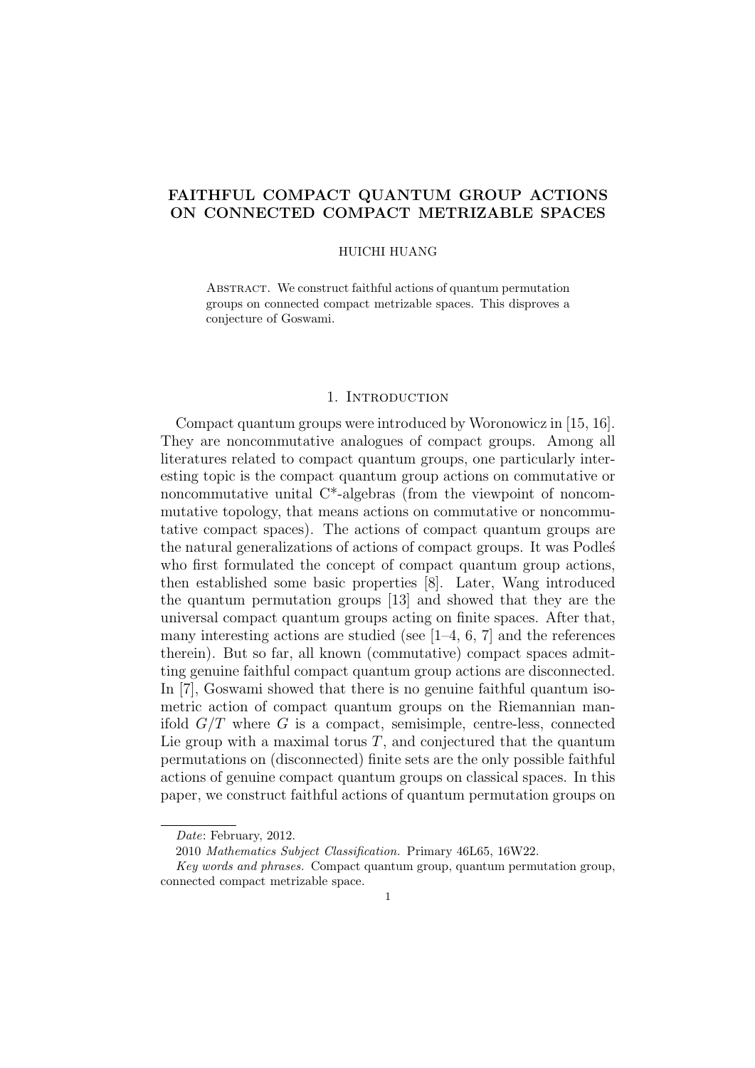# FAITHFUL COMPACT QUANTUM GROUP ACTIONS ON CONNECTED COMPACT METRIZABLE SPACES

HUICHI HUANG

ABSTRACT. We construct faithful actions of quantum permutation groups on connected compact metrizable spaces. This disproves a conjecture of Goswami.

## 1. INTRODUCTION

Compact quantum groups were introduced by Woronowicz in [15, 16]. They are noncommutative analogues of compact groups. Among all literatures related to compact quantum groups, one particularly interesting topic is the compact quantum group actions on commutative or noncommutative unital C*-algebras (from the viewpoint of noncommutative topology, that means actions on commutative or noncommutative compact spaces). The actions of compact quantum groups are the natural generalizations of actions of compact groups. It was Podleś who first formulated the concept of compact quantum group actions, then established some basic properties [8]. Later, Wang introduced the quantum permutation groups [13] and showed that they are the universal compact quantum groups acting on finite spaces. After that, many interesting actions are studied (see [1–4, 6, 7] and the references therein). But so far, all known (commutative) compact spaces admitting genuine faithful compact quantum group actions are disconnected. In [7], Goswami showed that there is no genuine faithful quantum isometric action of compact quantum groups on the Riemannian manifold $G/T$ where $G$ is a compact, semisimple, centre-less, connected Lie group with a maximal torus $T$, and conjectured that the quantum permutations on (disconnected) finite sets are the only possible faithful actions of genuine compact quantum groups on classical spaces. In this paper, we construct faithful actions of quantum permutation groups on

---

*Date*: February, 2012.

2010 *Mathematics Subject Classification.* Primary 46L65, 16W22.

*Key words and phrases.* Compact quantum group, quantum permutation group, connected compact metrizable space.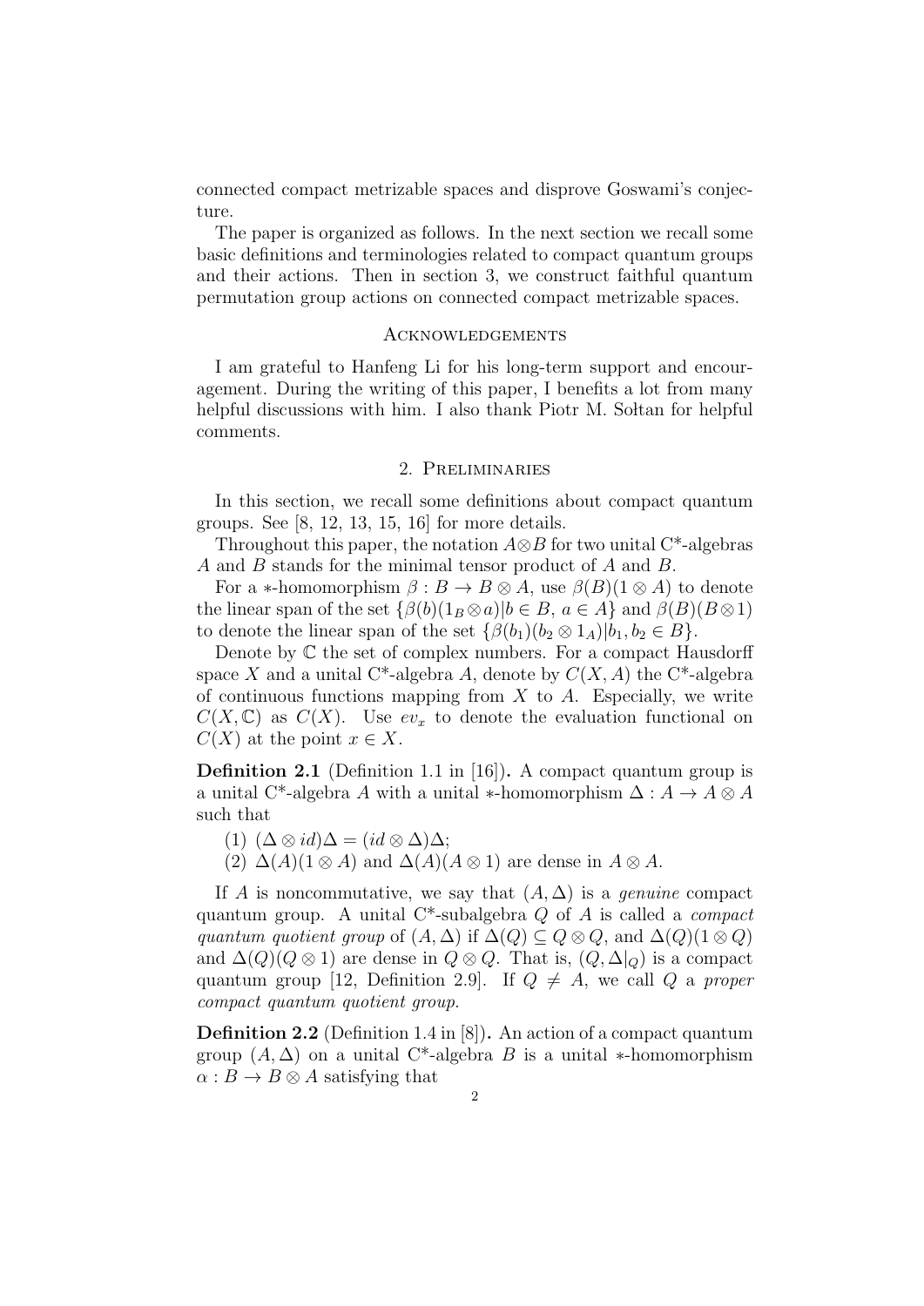connected compact metrizable spaces and disprove Goswami's conjecture.

The paper is organized as follows. In the next section we recall some basic definitions and terminologies related to compact quantum groups and their actions. Then in section 3, we construct faithful quantum permutation group actions on connected compact metrizable spaces.

## Acknowledgements

I am grateful to Hanfeng Li for his long-term support and encouragement. During the writing of this paper, I benefits a lot from many helpful discussions with him. I also thank Piotr M. Sołtan for helpful comments.

## 2. Preliminaries

In this section, we recall some definitions about compact quantum groups. See [8, 12, 13, 15, 16] for more details.

Throughout this paper, the notation $A \otimes B$ for two unital C\*-algebras $A$ and $B$ stands for the minimal tensor product of $A$ and $B$.

For a $*$-homomorphism $\beta : B \to B \otimes A$, use $\beta(B)(1 \otimes A)$ to denote the linear span of the set $\{\beta(b)(1_B \otimes a) | b \in B,\ a \in A\}$ and $\beta(B)(B \otimes 1)$ to denote the linear span of the set $\{\beta(b_1)(b_2 \otimes 1_A) | b_1, b_2 \in B\}$.

Denote by $\mathbb{C}$ the set of complex numbers. For a compact Hausdorff space $X$ and a unital C\*-algebra $A$, denote by $C(X, A)$ the C\*-algebra of continuous functions mapping from $X$ to $A$. Especially, we write $C(X, \mathbb{C})$ as $C(X)$. Use $ev_x$ to denote the evaluation functional on $C(X)$ at the point $x \in X$.

**Definition 2.1** (Definition 1.1 in [16])**.** A compact quantum group is a unital C\*-algebra $A$ with a unital $*$-homomorphism $\Delta : A \to A \otimes A$ such that

(1) $(\Delta \otimes id)\Delta = (id \otimes \Delta)\Delta$;
(2) $\Delta(A)(1 \otimes A)$ and $\Delta(A)(A \otimes 1)$ are dense in $A \otimes A$.

If $A$ is noncommutative, we say that $(A, \Delta)$ is a *genuine* compact quantum group. A unital C\*-subalgebra $Q$ of $A$ is called a *compact quantum quotient group* of $(A, \Delta)$ if $\Delta(Q) \subseteq Q \otimes Q$, and $\Delta(Q)(1 \otimes Q)$ and $\Delta(Q)(Q \otimes 1)$ are dense in $Q \otimes Q$. That is, $(Q, \Delta|_Q)$ is a compact quantum group [12, Definition 2.9]. If $Q \neq A$, we call $Q$ a *proper compact quantum quotient group*.

**Definition 2.2** (Definition 1.4 in [8])**.** An action of a compact quantum group $(A, \Delta)$ on a unital C\*-algebra $B$ is a unital $*$-homomorphism $\alpha : B \to B \otimes A$ satisfying that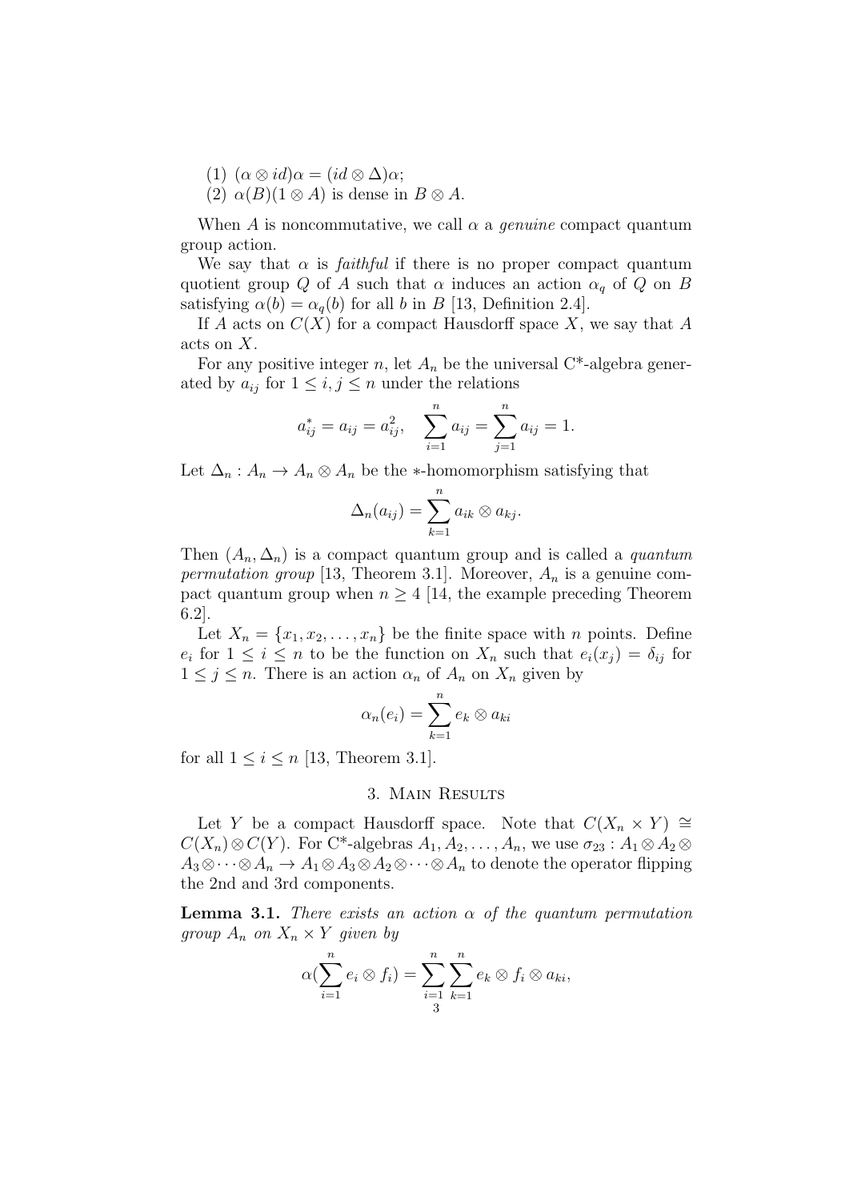(1) $(\alpha \otimes id)\alpha = (id \otimes \Delta)\alpha$;
(2) $\alpha(B)(1 \otimes A)$ is dense in $B \otimes A$.

When $A$ is noncommutative, we call $\alpha$ a *genuine* compact quantum group action.

We say that $\alpha$ is *faithful* if there is no proper compact quantum quotient group $Q$ of $A$ such that $\alpha$ induces an action $\alpha_q$ of $Q$ on $B$ satisfying $\alpha(b) = \alpha_q(b)$ for all $b$ in $B$ [13, Definition 2.4].

If $A$ acts on $C(X)$ for a compact Hausdorff space $X$, we say that $A$ acts on $X$.

For any positive integer $n$, let $A_n$ be the universal C*-algebra generated by $a_{ij}$ for $1 \leq i, j \leq n$ under the relations

$$a_{ij}^* = a_{ij} = a_{ij}^2, \quad \sum_{i=1}^{n} a_{ij} = \sum_{j=1}^{n} a_{ij} = 1.$$

Let $\Delta_n : A_n \to A_n \otimes A_n$ be the $*$-homomorphism satisfying that

$$\Delta_n(a_{ij}) = \sum_{k=1}^{n} a_{ik} \otimes a_{kj}.$$

Then $(A_n, \Delta_n)$ is a compact quantum group and is called a *quantum permutation group* [13, Theorem 3.1]. Moreover, $A_n$ is a genuine compact quantum group when $n \geq 4$ [14, the example preceding Theorem 6.2].

Let $X_n = \{x_1, x_2, \ldots, x_n\}$ be the finite space with $n$ points. Define $e_i$ for $1 \leq i \leq n$ to be the function on $X_n$ such that $e_i(x_j) = \delta_{ij}$ for $1 \leq j \leq n$. There is an action $\alpha_n$ of $A_n$ on $X_n$ given by

$$\alpha_n(e_i) = \sum_{k=1}^{n} e_k \otimes a_{ki}$$

for all $1 \leq i \leq n$ [13, Theorem 3.1].

## 3. Main Results

Let $Y$ be a compact Hausdorff space. Note that $C(X_n \times Y) \cong C(X_n) \otimes C(Y)$. For C*-algebras $A_1, A_2, \ldots, A_n$, we use $\sigma_{23} : A_1 \otimes A_2 \otimes A_3 \otimes \cdots \otimes A_n \to A_1 \otimes A_3 \otimes A_2 \otimes \cdots \otimes A_n$ to denote the operator flipping the 2nd and 3rd components.

**Lemma 3.1.** *There exists an action $\alpha$ of the quantum permutation group $A_n$ on $X_n \times Y$ given by*

$$\alpha(\sum_{i=1}^{n} e_i \otimes f_i) = \sum_{i=1}^{n} \sum_{k=1}^{n} e_k \otimes f_i \otimes a_{ki},$$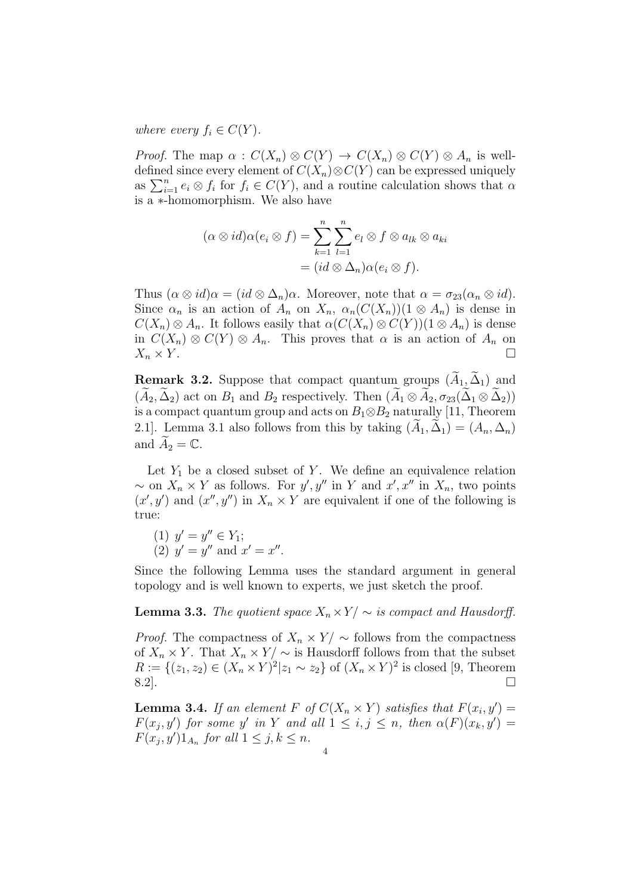*where every* $f_i \in C(Y)$.

*Proof.* The map $\alpha : C(X_n) \otimes C(Y) \to C(X_n) \otimes C(Y) \otimes A_n$ is well-defined since every element of $C(X_n) \otimes C(Y)$ can be expressed uniquely as $\sum_{i=1}^n e_i \otimes f_i$ for $f_i \in C(Y)$, and a routine calculation shows that $\alpha$ is a $*$-homomorphism. We also have

$$
\begin{aligned}
(\alpha \otimes id)\alpha(e_i \otimes f) &= \sum_{k=1}^n \sum_{l=1}^n e_l \otimes f \otimes a_{lk} \otimes a_{ki} \\
&= (id \otimes \Delta_n)\alpha(e_i \otimes f).
\end{aligned}
$$

Thus $(\alpha \otimes id)\alpha = (id \otimes \Delta_n)\alpha$. Moreover, note that $\alpha = \sigma_{23}(\alpha_n \otimes id)$. Since $\alpha_n$ is an action of $A_n$ on $X_n$, $\alpha_n(C(X_n))(1 \otimes A_n)$ is dense in $C(X_n) \otimes A_n$. It follows easily that $\alpha(C(X_n) \otimes C(Y))(1 \otimes A_n)$ is dense in $C(X_n) \otimes C(Y) \otimes A_n$. This proves that $\alpha$ is an action of $A_n$ on $X_n \times Y$. $\square$

**Remark 3.2.** Suppose that compact quantum groups $(\widetilde{A}_1, \widetilde{\Delta}_1)$ and $(\widetilde{A}_2, \widetilde{\Delta}_2)$ act on $B_1$ and $B_2$ respectively. Then $(\widetilde{A}_1 \otimes \widetilde{A}_2, \sigma_{23}(\widetilde{\Delta}_1 \otimes \widetilde{\Delta}_2))$ is a compact quantum group and acts on $B_1 \otimes B_2$ naturally [11, Theorem 2.1]. Lemma 3.1 also follows from this by taking $(\widetilde{A}_1, \widetilde{\Delta}_1) = (A_n, \Delta_n)$ and $\widetilde{A}_2 = \mathbb{C}$.

Let $Y_1$ be a closed subset of $Y$. We define an equivalence relation $\sim$ on $X_n \times Y$ as follows. For $y', y''$ in $Y$ and $x', x''$ in $X_n$, two points $(x', y')$ and $(x'', y'')$ in $X_n \times Y$ are equivalent if one of the following is true:

(1) $y' = y'' \in Y_1$;
(2) $y' = y''$ and $x' = x''$.

Since the following Lemma uses the standard argument in general topology and is well known to experts, we just sketch the proof.

**Lemma 3.3.** *The quotient space* $X_n \times Y/\sim$ *is compact and Hausdorff.*

*Proof.* The compactness of $X_n \times Y/\sim$ follows from the compactness of $X_n \times Y$. That $X_n \times Y/\sim$ is Hausdorff follows from that the subset $R := \{(z_1, z_2) \in (X_n \times Y)^2 | z_1 \sim z_2\}$ of $(X_n \times Y)^2$ is closed [9, Theorem 8.2]. $\square$

**Lemma 3.4.** *If an element* $F$ *of* $C(X_n \times Y)$ *satisfies that* $F(x_i, y') = F(x_j, y')$ *for some* $y'$ *in* $Y$ *and all* $1 \leq i, j \leq n$*, then* $\alpha(F)(x_k, y') = F(x_j, y')1_{A_n}$ *for all* $1 \leq j, k \leq n$.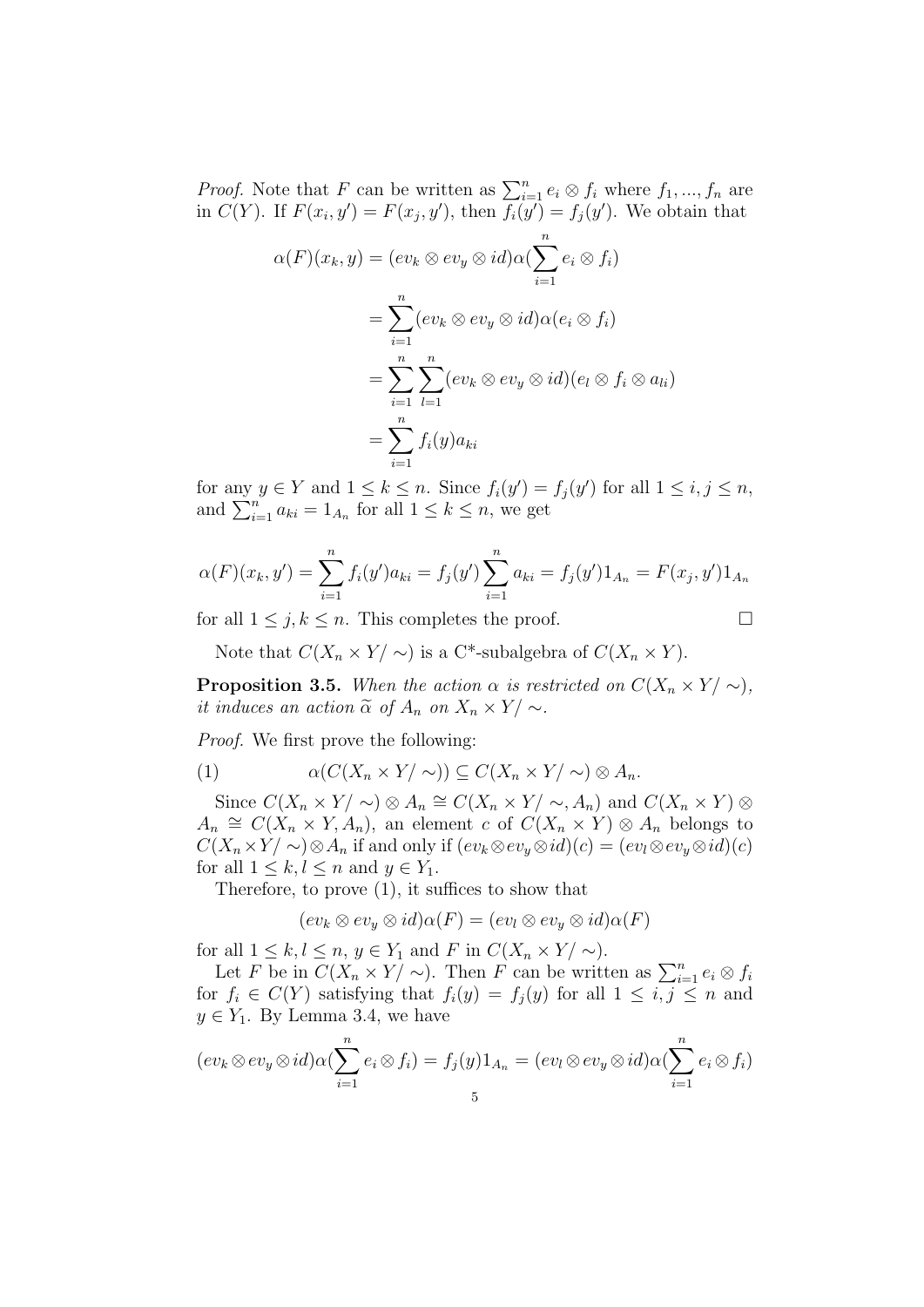*Proof.* Note that $F$ can be written as $\sum_{i=1}^{n} e_i \otimes f_i$ where $f_1, ..., f_n$ are in $C(Y)$. If $F(x_i, y') = F(x_j, y')$, then $f_i(y') = f_j(y')$. We obtain that

$$
\begin{aligned}
\alpha(F)(x_k, y) &= (ev_k \otimes ev_y \otimes id)\alpha(\sum_{i=1}^{n} e_i \otimes f_i) \\
&= \sum_{i=1}^{n} (ev_k \otimes ev_y \otimes id)\alpha(e_i \otimes f_i) \\
&= \sum_{i=1}^{n} \sum_{l=1}^{n} (ev_k \otimes ev_y \otimes id)(e_l \otimes f_i \otimes a_{li}) \\
&= \sum_{i=1}^{n} f_i(y) a_{ki}
\end{aligned}
$$

for any $y \in Y$ and $1 \leq k \leq n$. Since $f_i(y') = f_j(y')$ for all $1 \leq i, j \leq n$, and $\sum_{i=1}^{n} a_{ki} = 1_{A_n}$ for all $1 \leq k \leq n$, we get

$$
\alpha(F)(x_k, y') = \sum_{i=1}^{n} f_i(y') a_{ki} = f_j(y') \sum_{i=1}^{n} a_{ki} = f_j(y') 1_{A_n} = F(x_j, y') 1_{A_n}
$$

for all $1 \leq j, k \leq n$. This completes the proof. $\square$

Note that $C(X_n \times Y/\sim)$ is a C*-subalgebra of $C(X_n \times Y)$.

**Proposition 3.5.** *When the action $\alpha$ is restricted on $C(X_n \times Y/\sim)$, it induces an action $\widetilde{\alpha}$ of $A_n$ on $X_n \times Y/\sim$.*

*Proof.* We first prove the following:

$$
\alpha(C(X_n \times Y/\sim)) \subseteq C(X_n \times Y/\sim) \otimes A_n. \tag{1}
$$

Since $C(X_n \times Y/\sim) \otimes A_n \cong C(X_n \times Y/\sim, A_n)$ and $C(X_n \times Y) \otimes A_n \cong C(X_n \times Y, A_n)$, an element $c$ of $C(X_n \times Y) \otimes A_n$ belongs to $C(X_n \times Y/\sim) \otimes A_n$ if and only if $(ev_k \otimes ev_y \otimes id)(c) = (ev_l \otimes ev_y \otimes id)(c)$ for all $1 \leq k, l \leq n$ and $y \in Y_1$.

Therefore, to prove (1), it suffices to show that

$$
(ev_k \otimes ev_y \otimes id)\alpha(F) = (ev_l \otimes ev_y \otimes id)\alpha(F)
$$

for all $1 \leq k, l \leq n$, $y \in Y_1$ and $F$ in $C(X_n \times Y/\sim)$.

Let $F$ be in $C(X_n \times Y/\sim)$. Then $F$ can be written as $\sum_{i=1}^{n} e_i \otimes f_i$ for $f_i \in C(Y)$ satisfying that $f_i(y) = f_j(y)$ for all $1 \leq i, j \leq n$ and $y \in Y_1$. By Lemma 3.4, we have

$$
(ev_k \otimes ev_y \otimes id)\alpha(\sum_{i=1}^{n} e_i \otimes f_i) = f_j(y) 1_{A_n} = (ev_l \otimes ev_y \otimes id)\alpha(\sum_{i=1}^{n} e_i \otimes f_i)
$$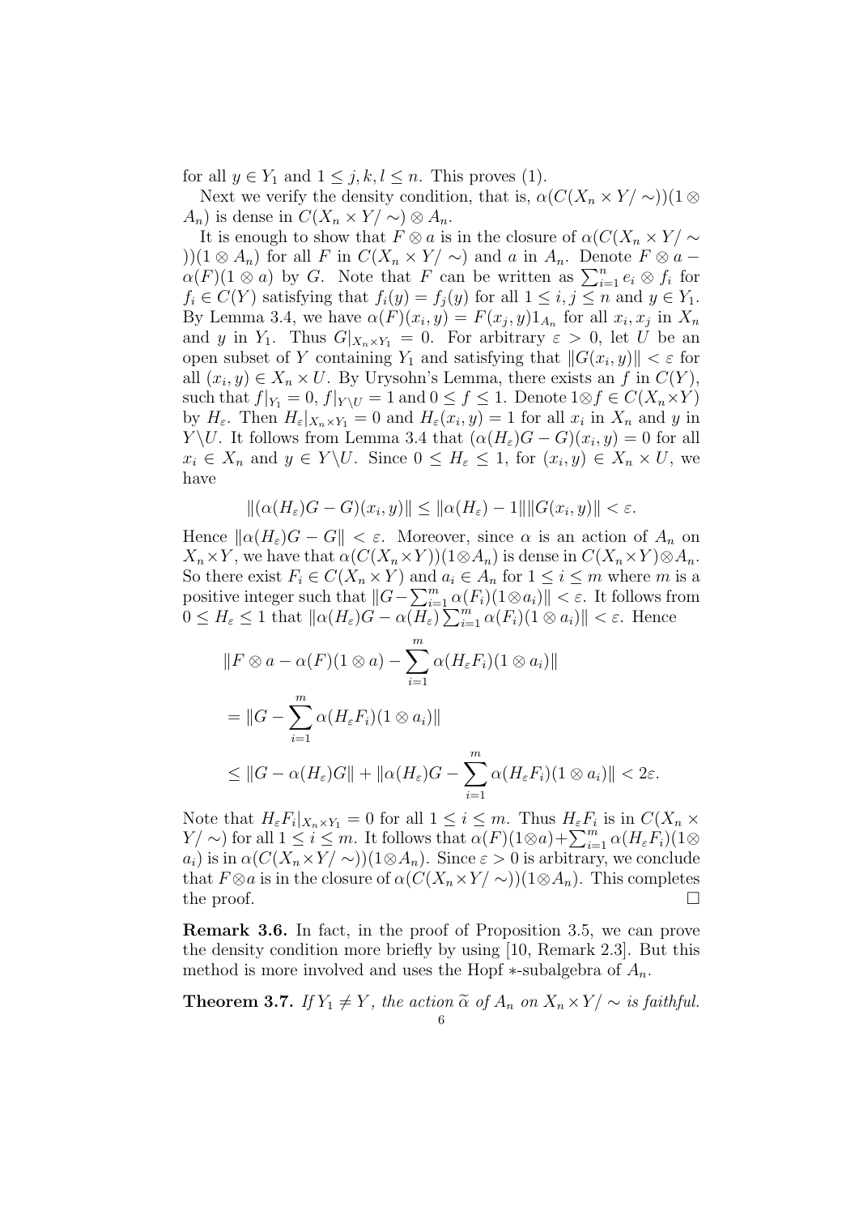for all $y \in Y_1$ and $1 \leq j, k, l \leq n$. This proves (1).

Next we verify the density condition, that is, $\alpha(C(X_n \times Y/\sim))(1 \otimes A_n)$ is dense in $C(X_n \times Y/\sim) \otimes A_n$.

It is enough to show that $F \otimes a$ is in the closure of $\alpha(C(X_n \times Y/\sim))(1 \otimes A_n)$ for all $F$ in $C(X_n \times Y/\sim)$ and $a$ in $A_n$. Denote $F \otimes a - \alpha(F)(1 \otimes a)$ by $G$. Note that $F$ can be written as $\sum_{i=1}^n e_i \otimes f_i$ for $f_i \in C(Y)$ satisfying that $f_i(y) = f_j(y)$ for all $1 \leq i, j \leq n$ and $y \in Y_1$. By Lemma 3.4, we have $\alpha(F)(x_i, y) = F(x_j, y)1_{A_n}$ for all $x_i, x_j$ in $X_n$ and $y$ in $Y_1$. Thus $G|_{X_n \times Y_1} = 0$. For arbitrary $\varepsilon > 0$, let $U$ be an open subset of $Y$ containing $Y_1$ and satisfying that $\|G(x_i, y)\| < \varepsilon$ for all $(x_i, y) \in X_n \times U$. By Urysohn's Lemma, there exists an $f$ in $C(Y)$, such that $f|_{Y_1} = 0$, $f|_{Y \setminus U} = 1$ and $0 \leq f \leq 1$. Denote $1 \otimes f \in C(X_n \times Y)$ by $H_\varepsilon$. Then $H_\varepsilon|_{X_n \times Y_1} = 0$ and $H_\varepsilon(x_i, y) = 1$ for all $x_i$ in $X_n$ and $y$ in $Y \setminus U$. It follows from Lemma 3.4 that $(\alpha(H_\varepsilon)G - G)(x_i, y) = 0$ for all $x_i \in X_n$ and $y \in Y \setminus U$. Since $0 \leq H_\varepsilon \leq 1$, for $(x_i, y) \in X_n \times U$, we have

$$\|(\alpha(H_\varepsilon)G - G)(x_i, y)\| \leq \|\alpha(H_\varepsilon) - 1\| \|G(x_i, y)\| < \varepsilon.$$

Hence $\|\alpha(H_\varepsilon)G - G\| < \varepsilon$. Moreover, since $\alpha$ is an action of $A_n$ on $X_n \times Y$, we have that $\alpha(C(X_n \times Y))(1 \otimes A_n)$ is dense in $C(X_n \times Y) \otimes A_n$. So there exist $F_i \in C(X_n \times Y)$ and $a_i \in A_n$ for $1 \leq i \leq m$ where $m$ is a positive integer such that $\|G - \sum_{i=1}^m \alpha(F_i)(1 \otimes a_i)\| < \varepsilon$. It follows from $0 \leq H_\varepsilon \leq 1$ that $\|\alpha(H_\varepsilon)G - \alpha(H_\varepsilon)\sum_{i=1}^m \alpha(F_i)(1 \otimes a_i)\| < \varepsilon$. Hence

$$\begin{aligned}
&\|F \otimes a - \alpha(F)(1 \otimes a) - \sum_{i=1}^m \alpha(H_\varepsilon F_i)(1 \otimes a_i)\| \\
&= \|G - \sum_{i=1}^m \alpha(H_\varepsilon F_i)(1 \otimes a_i)\| \\
&\leq \|G - \alpha(H_\varepsilon)G\| + \|\alpha(H_\varepsilon)G - \sum_{i=1}^m \alpha(H_\varepsilon F_i)(1 \otimes a_i)\| < 2\varepsilon.
\end{aligned}$$

Note that $H_\varepsilon F_i|_{X_n \times Y_1} = 0$ for all $1 \leq i \leq m$. Thus $H_\varepsilon F_i$ is in $C(X_n \times Y/\sim)$ for all $1 \leq i \leq m$. It follows that $\alpha(F)(1 \otimes a) + \sum_{i=1}^m \alpha(H_\varepsilon F_i)(1 \otimes a_i)$ is in $\alpha(C(X_n \times Y/\sim))(1 \otimes A_n)$. Since $\varepsilon > 0$ is arbitrary, we conclude that $F \otimes a$ is in the closure of $\alpha(C(X_n \times Y/\sim))(1 \otimes A_n)$. This completes the proof. $\square$

**Remark 3.6.** In fact, in the proof of Proposition 3.5, we can prove the density condition more briefly by using [10, Remark 2.3]. But this method is more involved and uses the Hopf $*$-subalgebra of $A_n$.

**Theorem 3.7.** *If $Y_1 \neq Y$, the action $\widetilde{\alpha}$ of $A_n$ on $X_n \times Y/\sim$ is faithful.*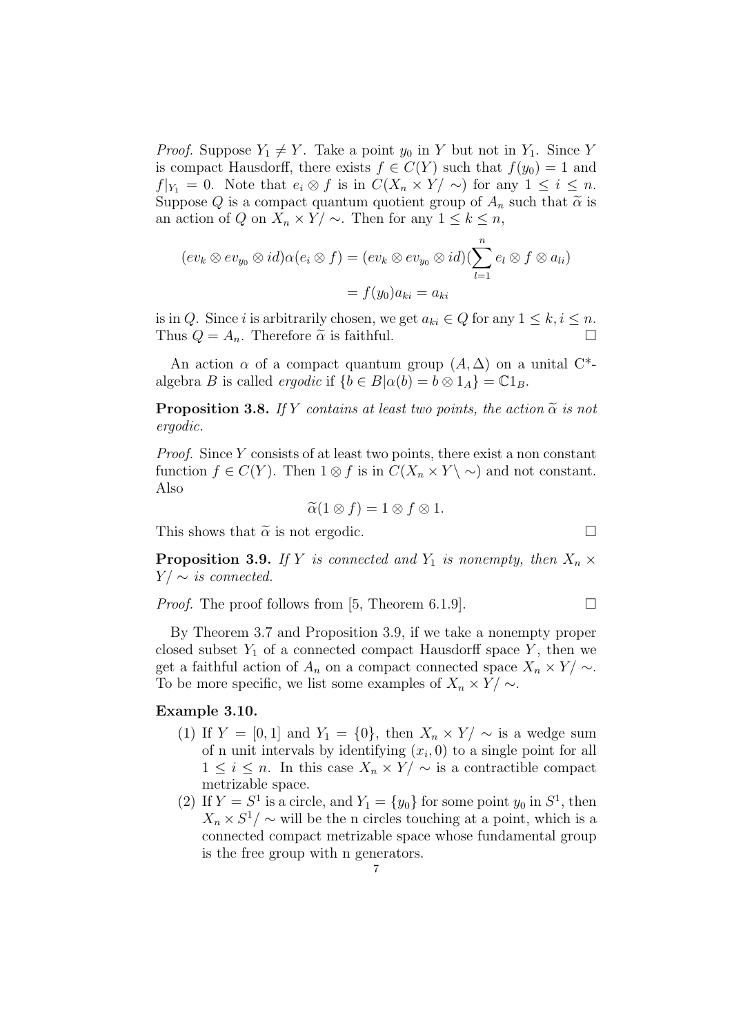*Proof.* Suppose $Y_1 \neq Y$. Take a point $y_0$ in $Y$ but not in $Y_1$. Since $Y$ is compact Hausdorff, there exists $f \in C(Y)$ such that $f(y_0) = 1$ and $f|_{Y_1} = 0$. Note that $e_i \otimes f$ is in $C(X_n \times Y/\sim)$ for any $1 \leq i \leq n$. Suppose $Q$ is a compact quantum quotient group of $A_n$ such that $\widetilde{\alpha}$ is an action of $Q$ on $X_n \times Y/\sim$. Then for any $1 \leq k \leq n$,

$$
\begin{aligned}
(ev_k \otimes ev_{y_0} \otimes id)\alpha(e_i \otimes f) &= (ev_k \otimes ev_{y_0} \otimes id)(\sum_{l=1}^{n} e_l \otimes f \otimes a_{li}) \\
&= f(y_0)a_{ki} = a_{ki}
\end{aligned}
$$

is in $Q$. Since $i$ is arbitrarily chosen, we get $a_{ki} \in Q$ for any $1 \leq k, i \leq n$. Thus $Q = A_n$. Therefore $\widetilde{\alpha}$ is faithful. $\square$

An action $\alpha$ of a compact quantum group $(A, \Delta)$ on a unital C*-algebra $B$ is called *ergodic* if $\{b \in B | \alpha(b) = b \otimes 1_A\} = \mathbb{C}1_B$.

**Proposition 3.8.** *If $Y$ contains at least two points, the action $\widetilde{\alpha}$ is not ergodic.*

*Proof.* Since $Y$ consists of at least two points, there exist a non constant function $f \in C(Y)$. Then $1 \otimes f$ is in $C(X_n \times Y \setminus \sim)$ and not constant. Also

$$
\widetilde{\alpha}(1 \otimes f) = 1 \otimes f \otimes 1.
$$

This shows that $\widetilde{\alpha}$ is not ergodic. $\square$

**Proposition 3.9.** *If $Y$ is connected and $Y_1$ is nonempty, then $X_n \times Y/\sim$ is connected.*

*Proof.* The proof follows from [5, Theorem 6.1.9]. $\square$

By Theorem 3.7 and Proposition 3.9, if we take a nonempty proper closed subset $Y_1$ of a connected compact Hausdorff space $Y$, then we get a faithful action of $A_n$ on a compact connected space $X_n \times Y/\sim$. To be more specific, we list some examples of $X_n \times Y/\sim$.

**Example 3.10.**

1. If $Y = [0, 1]$ and $Y_1 = \{0\}$, then $X_n \times Y/\sim$ is a wedge sum of n unit intervals by identifying $(x_i, 0)$ to a single point for all $1 \leq i \leq n$. In this case $X_n \times Y/\sim$ is a contractible compact metrizable space.
2. If $Y = S^1$ is a circle, and $Y_1 = \{y_0\}$ for some point $y_0$ in $S^1$, then $X_n \times S^1/\sim$ will be the n circles touching at a point, which is a connected compact metrizable space whose fundamental group is the free group with n generators.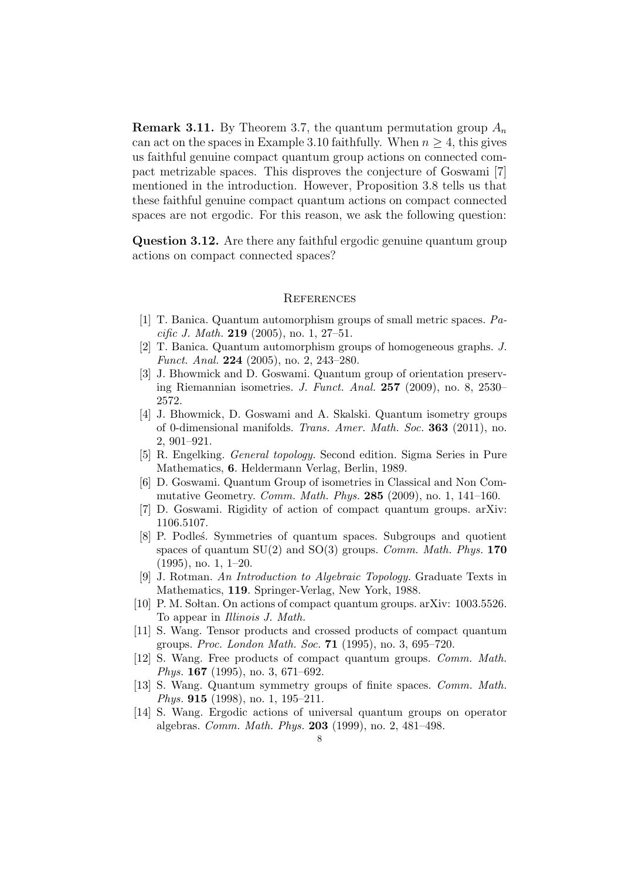**Remark 3.11.** By Theorem 3.7, the quantum permutation group $A_n$ can act on the spaces in Example 3.10 faithfully. When $n \geq 4$, this gives us faithful genuine compact quantum group actions on connected compact metrizable spaces. This disproves the conjecture of Goswami [7] mentioned in the introduction. However, Proposition 3.8 tells us that these faithful genuine compact quantum actions on compact connected spaces are not ergodic. For this reason, we ask the following question:

**Question 3.12.** Are there any faithful ergodic genuine quantum group actions on compact connected spaces?

## References

[1] T. Banica. Quantum automorphism groups of small metric spaces. *Pacific J. Math.* **219** (2005), no. 1, 27–51.

[2] T. Banica. Quantum automorphism groups of homogeneous graphs. *J. Funct. Anal.* **224** (2005), no. 2, 243–280.

[3] J. Bhowmick and D. Goswami. Quantum group of orientation preserving Riemannian isometries. *J. Funct. Anal.* **257** (2009), no. 8, 2530–2572.

[4] J. Bhowmick, D. Goswami and A. Skalski. Quantum isometry groups of 0-dimensional manifolds. *Trans. Amer. Math. Soc.* **363** (2011), no. 2, 901–921.

[5] R. Engelking. *General topology.* Second edition. Sigma Series in Pure Mathematics, **6**. Heldermann Verlag, Berlin, 1989.

[6] D. Goswami. Quantum Group of isometries in Classical and Non Commutative Geometry. *Comm. Math. Phys.* **285** (2009), no. 1, 141–160.

[7] D. Goswami. Rigidity of action of compact quantum groups. arXiv: 1106.5107.

[8] P. Podleś. Symmetries of quantum spaces. Subgroups and quotient spaces of quantum SU(2) and SO(3) groups. *Comm. Math. Phys.* **170** (1995), no. 1, 1–20.

[9] J. Rotman. *An Introduction to Algebraic Topology.* Graduate Texts in Mathematics, **119**. Springer-Verlag, New York, 1988.

[10] P. M. Sołtan. On actions of compact quantum groups. arXiv: 1003.5526. To appear in *Illinois J. Math.*

[11] S. Wang. Tensor products and crossed products of compact quantum groups. *Proc. London Math. Soc.* **71** (1995), no. 3, 695–720.

[12] S. Wang. Free products of compact quantum groups. *Comm. Math. Phys.* **167** (1995), no. 3, 671–692.

[13] S. Wang. Quantum symmetry groups of finite spaces. *Comm. Math. Phys.* **915** (1998), no. 1, 195–211.

[14] S. Wang. Ergodic actions of universal quantum groups on operator algebras. *Comm. Math. Phys.* **203** (1999), no. 2, 481–498.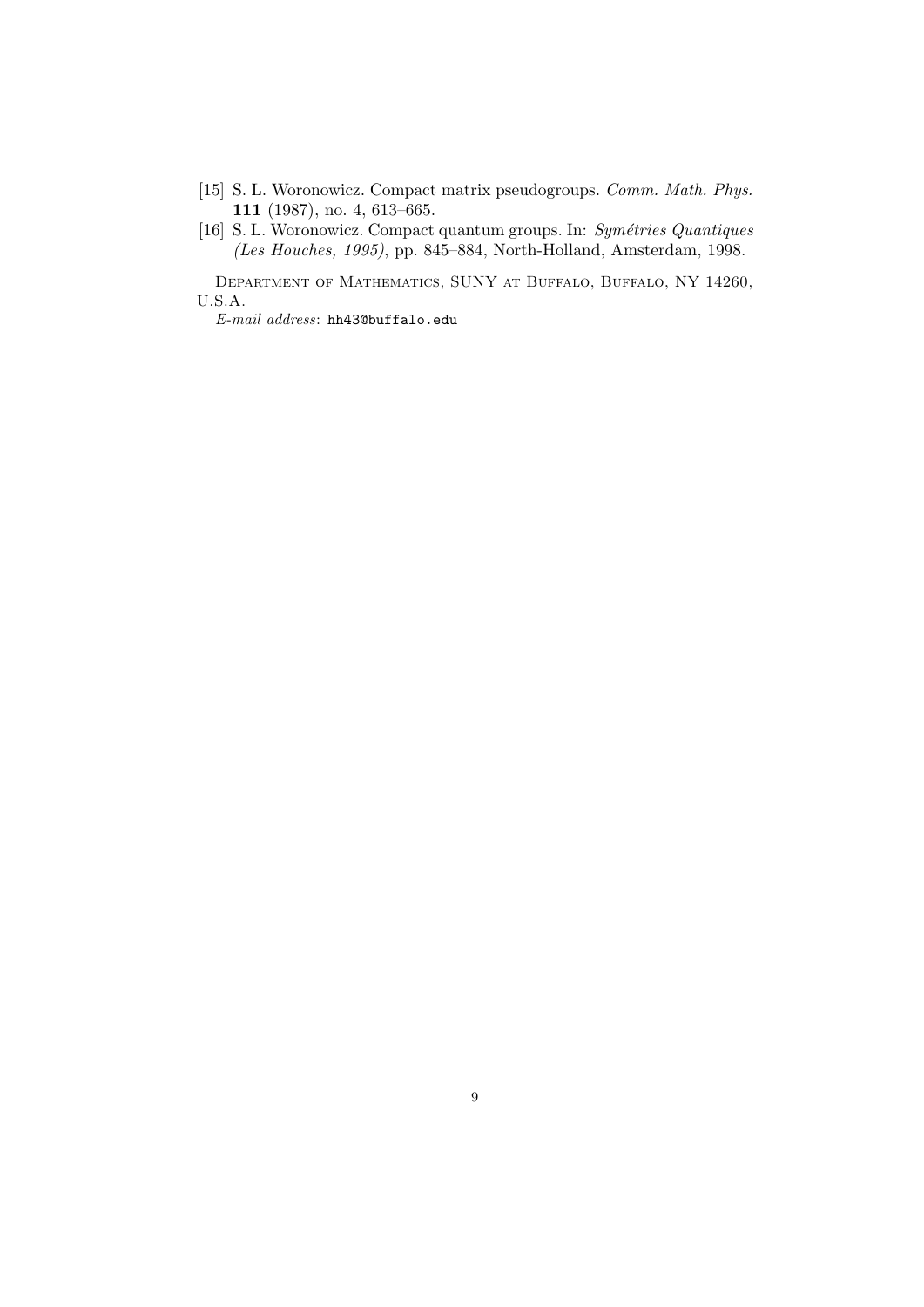[15] S. L. Woronowicz. Compact matrix pseudogroups. *Comm. Math. Phys.* **111** (1987), no. 4, 613–665.

[16] S. L. Woronowicz. Compact quantum groups. In: *Symétries Quantiques (Les Houches, 1995)*, pp. 845–884, North-Holland, Amsterdam, 1998.

Department of Mathematics, SUNY at Buffalo, Buffalo, NY 14260, U.S.A.

*E-mail address*: `hh43@buffalo.edu`